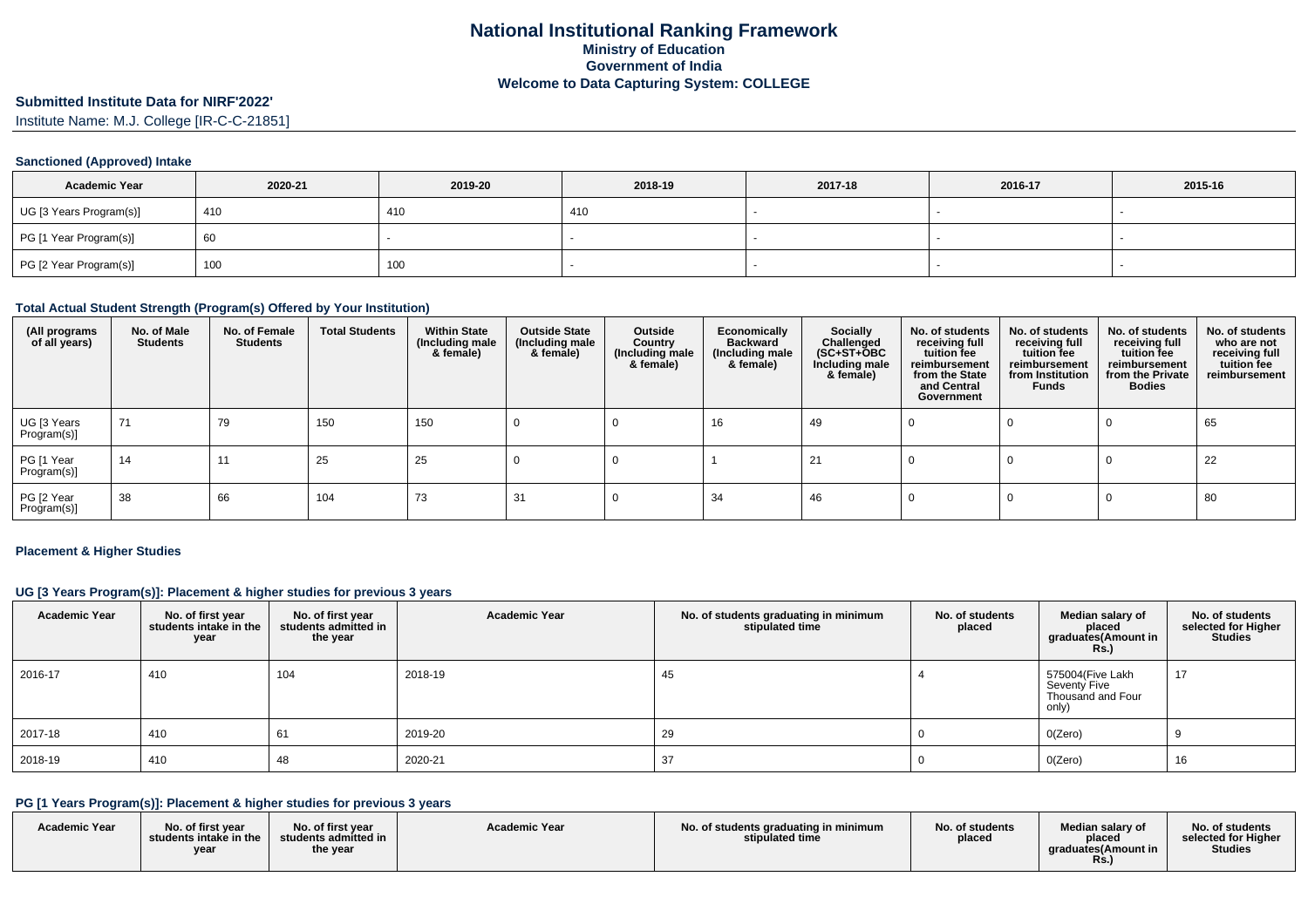# National Institutional Ranking Framework
## Ministry of Education
## Government of India
## Welcome to Data Capturing System: COLLEGE

### Submitted Institute Data for NIRF'2022'

Institute Name: M.J. College [IR-C-C-21851]

#### Sanctioned (Approved) Intake

| Academic Year | 2020-21 | 2019-20 | 2018-19 | 2017-18 | 2016-17 | 2015-16 |
|---|---|---|---|---|---|---|
| UG [3 Years Program(s)] | 410 | 410 | 410 | - | - | - |
| PG [1 Year Program(s)] | 60 | - | - | - | - | - |
| PG [2 Year Program(s)] | 100 | 100 | - | - | - | - |

#### Total Actual Student Strength (Program(s) Offered by Your Institution)

| (All programs of all years) | No. of Male Students | No. of Female Students | Total Students | Within State (Including male & female) | Outside State (Including male & female) | Outside Country (Including male & female) | Economically Backward (Including male & female) | Socially Challenged (SC+ST+OBC Including male & female) | No. of students receiving full tuition fee reimbursement from the State and Central Government | No. of students receiving full tuition fee reimbursement from Institution Funds | No. of students receiving full tuition fee reimbursement from the Private Bodies | No. of students who are not receiving full tuition fee reimbursement |
|---|---|---|---|---|---|---|---|---|---|---|---|---|
| UG [3 Years Program(s)] | 71 | 79 | 150 | 150 | 0 | 0 | 16 | 49 | 0 | 0 | 0 | 65 |
| PG [1 Year Program(s)] | 14 | 11 | 25 | 25 | 0 | 0 | 1 | 21 | 0 | 0 | 0 | 22 |
| PG [2 Year Program(s)] | 38 | 66 | 104 | 73 | 31 | 0 | 34 | 46 | 0 | 0 | 0 | 80 |

#### Placement & Higher Studies

#### UG [3 Years Program(s)]: Placement & higher studies for previous 3 years

| Academic Year | No. of first year students intake in the year | No. of first year students admitted in the year | Academic Year | No. of students graduating in minimum stipulated time | No. of students placed | Median salary of placed graduates(Amount in Rs.) | No. of students selected for Higher Studies |
|---|---|---|---|---|---|---|---|
| 2016-17 | 410 | 104 | 2018-19 | 45 | 4 | 575004(Five Lakh Seventy Five Thousand and Four only) | 17 |
| 2017-18 | 410 | 61 | 2019-20 | 29 | 0 | 0(Zero) | 9 |
| 2018-19 | 410 | 48 | 2020-21 | 37 | 0 | 0(Zero) | 16 |

#### PG [1 Years Program(s)]: Placement & higher studies for previous 3 years

| Academic Year | No. of first year students intake in the year | No. of first year students admitted in the year | Academic Year | No. of students graduating in minimum stipulated time | No. of students placed | Median salary of placed graduates(Amount in Rs.) | No. of students selected for Higher Studies |
|---|---|---|---|---|---|---|---|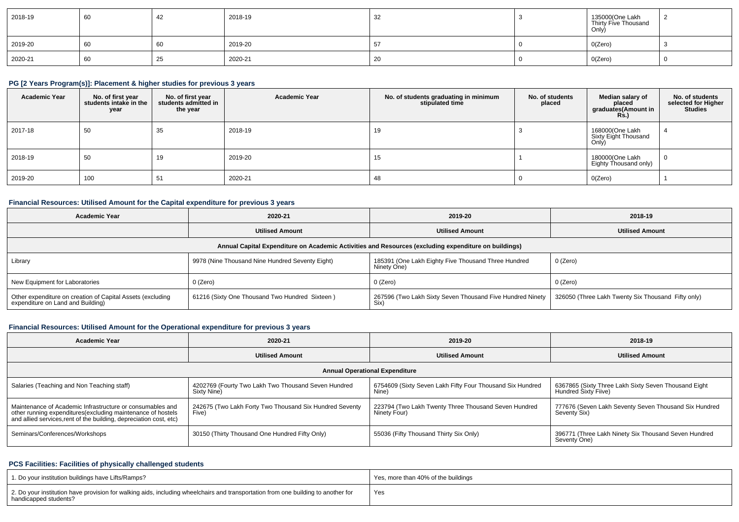| 2018-19 | 60 | 42 | 2018-19 | 32 | 3 | 135000(One Lakh Thirty Five Thousand Only) | 2 |
|---|---|---|---|---|---|---|---|
| 2019-20 | 60 | 60 | 2019-20 | 57 | 0 | 0(Zero) | 3 |
| 2020-21 | 60 | 25 | 2020-21 | 20 | 0 | 0(Zero) | 0 |

### PG [2 Years Program(s)]: Placement & higher studies for previous 3 years

| Academic Year | No. of first year students intake in the year | No. of first year students admitted in the year | Academic Year | No. of students graduating in minimum stipulated time | No. of students placed | Median salary of placed graduates(Amount in Rs.) | No. of students selected for Higher Studies |
|---|---|---|---|---|---|---|---|
| 2017-18 | 50 | 35 | 2018-19 | 19 | 3 | 168000(One Lakh Sixty Eight Thousand Only) | 4 |
| 2018-19 | 50 | 19 | 2019-20 | 15 | 1 | 180000(One Lakh Eighty Thousand only) | 0 |
| 2019-20 | 100 | 51 | 2020-21 | 48 | 0 | 0(Zero) | 1 |

### Financial Resources: Utilised Amount for the Capital expenditure for previous 3 years

| Academic Year | 2020-21 | 2019-20 | 2018-19 |
|---|---|---|---|
| | Utilised Amount | Utilised Amount | Utilised Amount |
| Annual Capital Expenditure on Academic Activities and Resources (excluding expenditure on buildings) | | | |
| Library | 9978 (Nine Thousand Nine Hundred Seventy Eight) | 185391 (One Lakh Eighty Five Thousand Three Hundred Ninety One) | 0 (Zero) |
| New Equipment for Laboratories | 0 (Zero) | 0 (Zero) | 0 (Zero) |
| Other expenditure on creation of Capital Assets (excluding expenditure on Land and Building) | 61216 (Sixty One Thousand Two Hundred Sixteen ) | 267596 (Two Lakh Sixty Seven Thousand Five Hundred Ninety Six) | 326050 (Three Lakh Twenty Six Thousand Fifty only) |

### Financial Resources: Utilised Amount for the Operational expenditure for previous 3 years

| Academic Year | 2020-21 | 2019-20 | 2018-19 |
|---|---|---|---|
| | Utilised Amount | Utilised Amount | Utilised Amount |
| Annual Operational Expenditure | | | |
| Salaries (Teaching and Non Teaching staff) | 4202769 (Fourty Two Lakh Two Thousand Seven Hundred Sixty Nine) | 6754609 (Sixty Seven Lakh Fifty Four Thousand Six Hundred Nine) | 6367865 (Sixty Three Lakh Sixty Seven Thousand Eight Hundred Sixty Fiive) |
| Maintenance of Academic Infrastructure or consumables and other running expenditures(excluding maintenance of hostels and allied services,rent of the building, depreciation cost, etc) | 242675 (Two Lakh Forty Two Thousand Six Hundred Seventy Five) | 223794 (Two Lakh Twenty Three Thousand Seven Hundred Ninety Four) | 777676 (Seven Lakh Seventy Seven Thousand Six Hundred Seventy Six) |
| Seminars/Conferences/Workshops | 30150 (Thirty Thousand One Hundred Fifty Only) | 55036 (Fifty Thousand Thirty Six Only) | 396771 (Three Lakh Ninety Six Thousand Seven Hundred Seventy One) |

### PCS Facilities: Facilities of physically challenged students

| | |
|---|---|
| 1. Do your institution buildings have Lifts/Ramps? | Yes, more than 40% of the buildings |
| 2. Do your institution have provision for walking aids, including wheelchairs and transportation from one building to another for handicapped students? | Yes |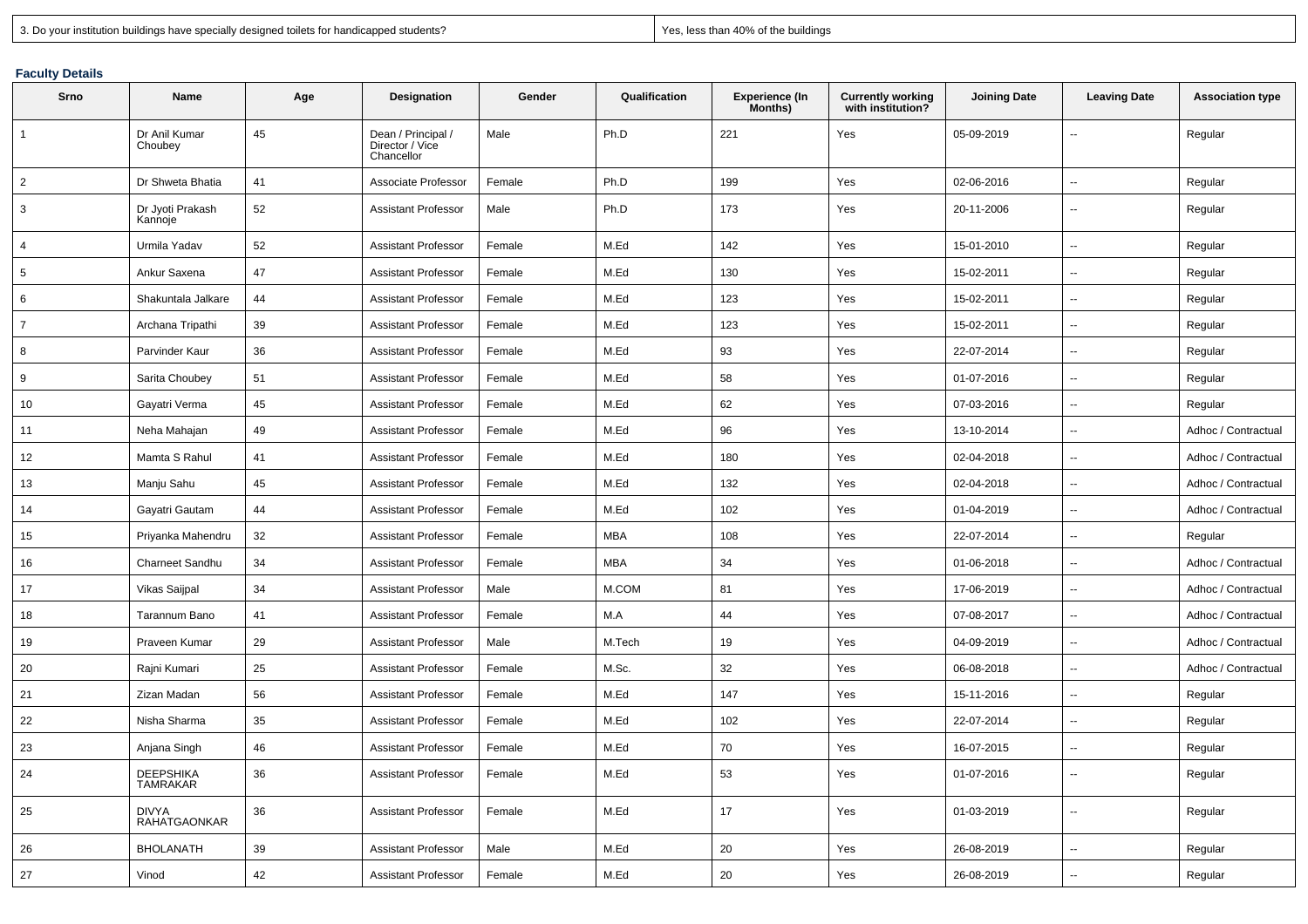| 3. Do your institution buildings have specially designed toilets for handicapped students? | Yes, less than 40% of the buildings |
|---|---|

### Faculty Details

| Srno | Name | Age | Designation | Gender | Qualification | Experience (In Months) | Currently working with institution? | Joining Date | Leaving Date | Association type |
|---|---|---|---|---|---|---|---|---|---|---|
| 1 | Dr Anil Kumar Choubey | 45 | Dean / Principal / Director / Vice Chancellor | Male | Ph.D | 221 | Yes | 05-09-2019 | -- | Regular |
| 2 | Dr Shweta Bhatia | 41 | Associate Professor | Female | Ph.D | 199 | Yes | 02-06-2016 | -- | Regular |
| 3 | Dr Jyoti Prakash Kannoje | 52 | Assistant Professor | Male | Ph.D | 173 | Yes | 20-11-2006 | -- | Regular |
| 4 | Urmila Yadav | 52 | Assistant Professor | Female | M.Ed | 142 | Yes | 15-01-2010 | -- | Regular |
| 5 | Ankur Saxena | 47 | Assistant Professor | Female | M.Ed | 130 | Yes | 15-02-2011 | -- | Regular |
| 6 | Shakuntala Jalkare | 44 | Assistant Professor | Female | M.Ed | 123 | Yes | 15-02-2011 | -- | Regular |
| 7 | Archana Tripathi | 39 | Assistant Professor | Female | M.Ed | 123 | Yes | 15-02-2011 | -- | Regular |
| 8 | Parvinder Kaur | 36 | Assistant Professor | Female | M.Ed | 93 | Yes | 22-07-2014 | -- | Regular |
| 9 | Sarita Choubey | 51 | Assistant Professor | Female | M.Ed | 58 | Yes | 01-07-2016 | -- | Regular |
| 10 | Gayatri Verma | 45 | Assistant Professor | Female | M.Ed | 62 | Yes | 07-03-2016 | -- | Regular |
| 11 | Neha Mahajan | 49 | Assistant Professor | Female | M.Ed | 96 | Yes | 13-10-2014 | -- | Adhoc / Contractual |
| 12 | Mamta S Rahul | 41 | Assistant Professor | Female | M.Ed | 180 | Yes | 02-04-2018 | -- | Adhoc / Contractual |
| 13 | Manju Sahu | 45 | Assistant Professor | Female | M.Ed | 132 | Yes | 02-04-2018 | -- | Adhoc / Contractual |
| 14 | Gayatri Gautam | 44 | Assistant Professor | Female | M.Ed | 102 | Yes | 01-04-2019 | -- | Adhoc / Contractual |
| 15 | Priyanka Mahendru | 32 | Assistant Professor | Female | MBA | 108 | Yes | 22-07-2014 | -- | Regular |
| 16 | Charneet Sandhu | 34 | Assistant Professor | Female | MBA | 34 | Yes | 01-06-2018 | -- | Adhoc / Contractual |
| 17 | Vikas Saijpal | 34 | Assistant Professor | Male | M.COM | 81 | Yes | 17-06-2019 | -- | Adhoc / Contractual |
| 18 | Tarannum Bano | 41 | Assistant Professor | Female | M.A | 44 | Yes | 07-08-2017 | -- | Adhoc / Contractual |
| 19 | Praveen Kumar | 29 | Assistant Professor | Male | M.Tech | 19 | Yes | 04-09-2019 | -- | Adhoc / Contractual |
| 20 | Rajni Kumari | 25 | Assistant Professor | Female | M.Sc. | 32 | Yes | 06-08-2018 | -- | Adhoc / Contractual |
| 21 | Zizan Madan | 56 | Assistant Professor | Female | M.Ed | 147 | Yes | 15-11-2016 | -- | Regular |
| 22 | Nisha Sharma | 35 | Assistant Professor | Female | M.Ed | 102 | Yes | 22-07-2014 | -- | Regular |
| 23 | Anjana Singh | 46 | Assistant Professor | Female | M.Ed | 70 | Yes | 16-07-2015 | -- | Regular |
| 24 | DEEPSHIKA TAMRAKAR | 36 | Assistant Professor | Female | M.Ed | 53 | Yes | 01-07-2016 | -- | Regular |
| 25 | DIVYA RAHATGAONKAR | 36 | Assistant Professor | Female | M.Ed | 17 | Yes | 01-03-2019 | -- | Regular |
| 26 | BHOLANATH | 39 | Assistant Professor | Male | M.Ed | 20 | Yes | 26-08-2019 | -- | Regular |
| 27 | Vinod | 42 | Assistant Professor | Female | M.Ed | 20 | Yes | 26-08-2019 | -- | Regular |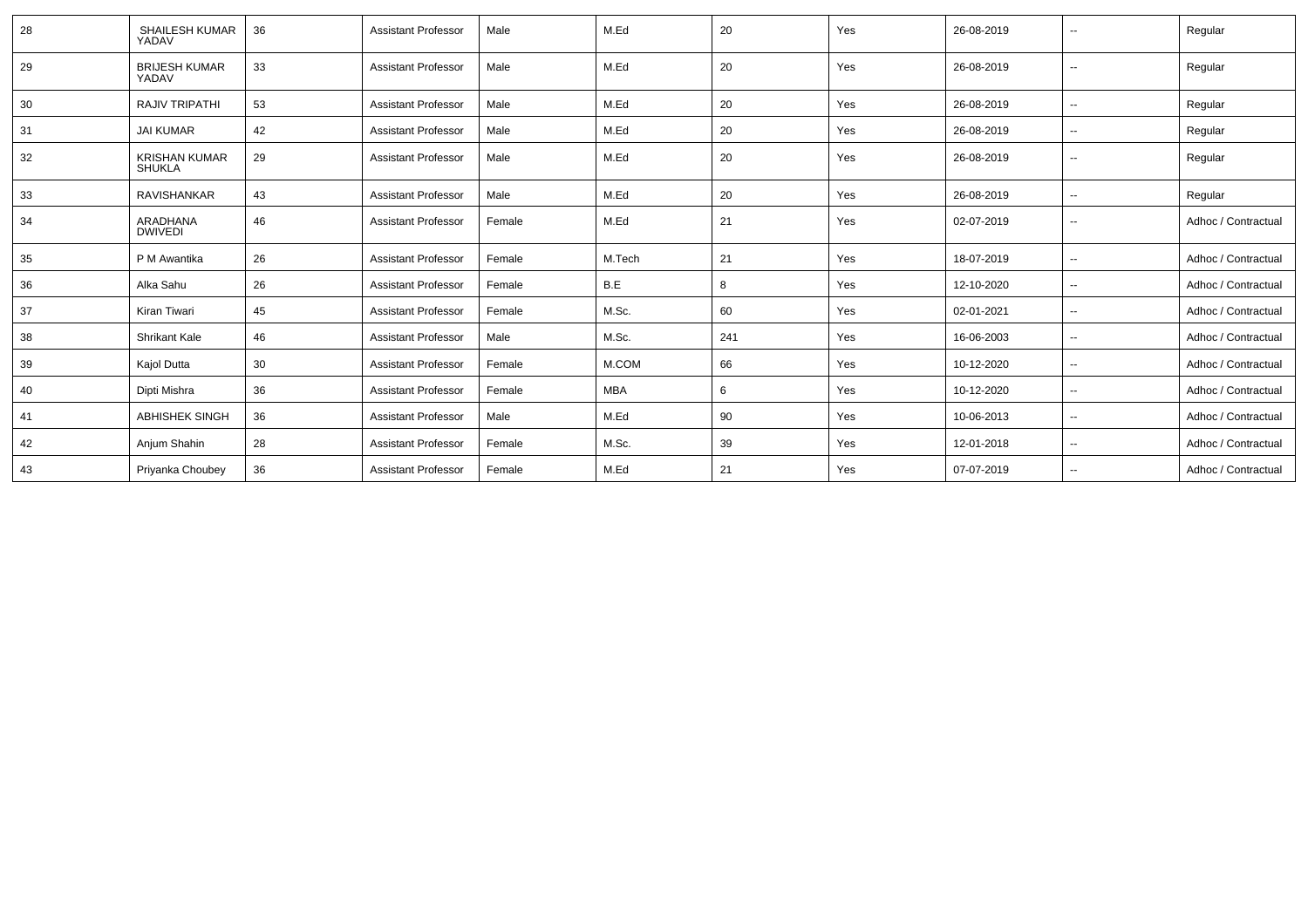| | | | | | | | | | | |
|---|---|---|---|---|---|---|---|---|---|---|
| 28 | SHAILESH KUMAR YADAV | 36 | Assistant Professor | Male | M.Ed | 20 | Yes | 26-08-2019 | -- | Regular |
| 29 | BRIJESH KUMAR YADAV | 33 | Assistant Professor | Male | M.Ed | 20 | Yes | 26-08-2019 | -- | Regular |
| 30 | RAJIV TRIPATHI | 53 | Assistant Professor | Male | M.Ed | 20 | Yes | 26-08-2019 | -- | Regular |
| 31 | JAI KUMAR | 42 | Assistant Professor | Male | M.Ed | 20 | Yes | 26-08-2019 | -- | Regular |
| 32 | KRISHAN KUMAR SHUKLA | 29 | Assistant Professor | Male | M.Ed | 20 | Yes | 26-08-2019 | -- | Regular |
| 33 | RAVISHANKAR | 43 | Assistant Professor | Male | M.Ed | 20 | Yes | 26-08-2019 | -- | Regular |
| 34 | ARADHANA DWIVEDI | 46 | Assistant Professor | Female | M.Ed | 21 | Yes | 02-07-2019 | -- | Adhoc / Contractual |
| 35 | P M Awantika | 26 | Assistant Professor | Female | M.Tech | 21 | Yes | 18-07-2019 | -- | Adhoc / Contractual |
| 36 | Alka Sahu | 26 | Assistant Professor | Female | B.E | 8 | Yes | 12-10-2020 | -- | Adhoc / Contractual |
| 37 | Kiran Tiwari | 45 | Assistant Professor | Female | M.Sc. | 60 | Yes | 02-01-2021 | -- | Adhoc / Contractual |
| 38 | Shrikant Kale | 46 | Assistant Professor | Male | M.Sc. | 241 | Yes | 16-06-2003 | -- | Adhoc / Contractual |
| 39 | Kajol Dutta | 30 | Assistant Professor | Female | M.COM | 66 | Yes | 10-12-2020 | -- | Adhoc / Contractual |
| 40 | Dipti Mishra | 36 | Assistant Professor | Female | MBA | 6 | Yes | 10-12-2020 | -- | Adhoc / Contractual |
| 41 | ABHISHEK SINGH | 36 | Assistant Professor | Male | M.Ed | 90 | Yes | 10-06-2013 | -- | Adhoc / Contractual |
| 42 | Anjum Shahin | 28 | Assistant Professor | Female | M.Sc. | 39 | Yes | 12-01-2018 | -- | Adhoc / Contractual |
| 43 | Priyanka Choubey | 36 | Assistant Professor | Female | M.Ed | 21 | Yes | 07-07-2019 | -- | Adhoc / Contractual |